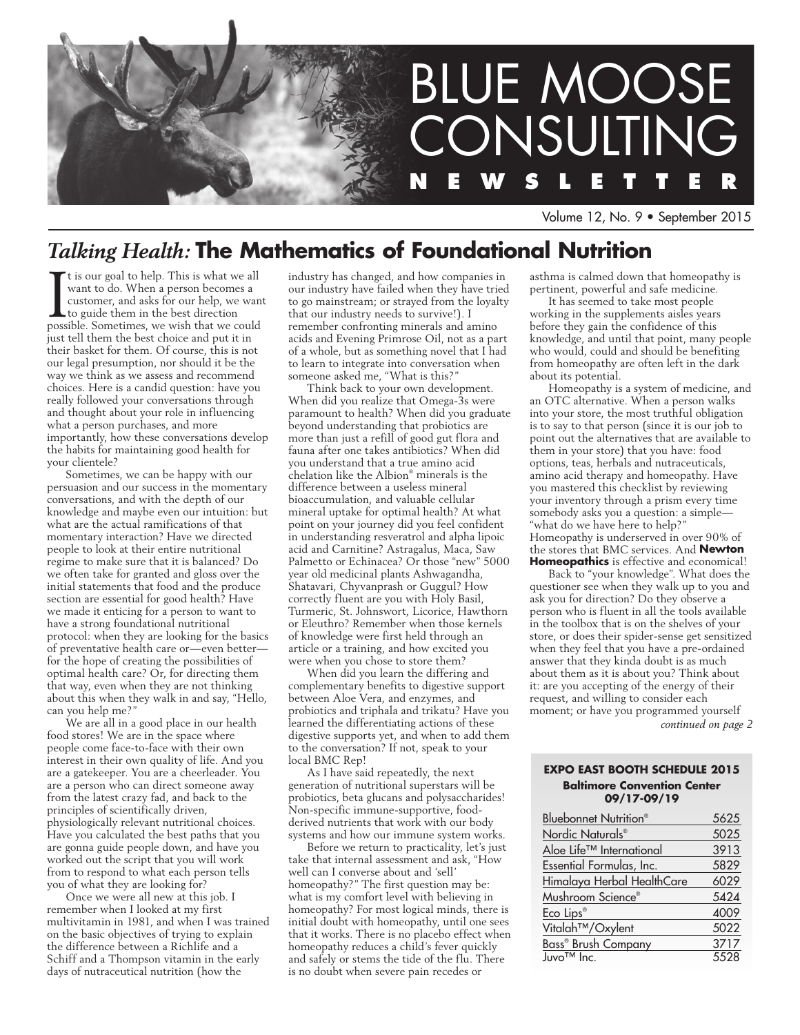# BLUE MOOSE CONSULTING NEWSLETTER

Volume 12, No. 9 • September 2015

## *Talking Health:* The Mathematics of Foundational Nutrition

It is our goal to help. This is what we all want to do. When a person becomes a customer, and asks for our help, we want to guide them in the best direction possible. Sometimes, we wish that we could just tell them the best choice and put it in their basket for them. Of course, this is not our legal presumption, nor should it be the way we think as we assess and recommend choices. Here is a candid question: have you really followed your conversations through and thought about your role in influencing what a person purchases, and more importantly, how these conversations develop the habits for maintaining good health for your clientele?

Sometimes, we can be happy with our persuasion and our success in the momentary conversations, and with the depth of our knowledge and maybe even our intuition: but what are the actual ramifications of that momentary interaction? Have we directed people to look at their entire nutritional regime to make sure that it is balanced? Do we often take for granted and gloss over the initial statements that food and the produce section are essential for good health? Have we made it enticing for a person to want to have a strong foundational nutritional protocol: when they are looking for the basics of preventative health care or—even better—for the hope of creating the possibilities of optimal health care? Or, for directing them that way, even when they are not thinking about this when they walk in and say, "Hello, can you help me?"

We are all in a good place in our health food stores! We are in the space where people come face-to-face with their own interest in their own quality of life. And you are a gatekeeper. You are a cheerleader. You are a person who can direct someone away from the latest crazy fad, and back to the principles of scientifically driven, physiologically relevant nutritional choices. Have you calculated the best paths that you are gonna guide people down, and have you worked out the script that you will work from to respond to what each person tells you of what they are looking for?

Once we were all new at this job. I remember when I looked at my first multivitamin in 1981, and when I was trained on the basic objectives of trying to explain the difference between a Richlife and a Schiff and a Thompson vitamin in the early days of nutraceutical nutrition (how the industry has changed, and how companies in our industry have failed when they have tried to go mainstream; or strayed from the loyalty that our industry needs to survive!). I remember confronting minerals and amino acids and Evening Primrose Oil, not as a part of a whole, but as something novel that I had to learn to integrate into conversation when someone asked me, "What is this?"

Think back to your own development. When did you realize that Omega-3s were paramount to health? When did you graduate beyond understanding that probiotics are more than just a refill of good gut flora and fauna after one takes antibiotics? When did you understand that a true amino acid chelation like the Albion® minerals is the difference between a useless mineral bioaccumulation, and valuable cellular mineral uptake for optimal health? At what point on your journey did you feel confident in understanding resveratrol and alpha lipoic acid and Carnitine? Astragalus, Maca, Saw Palmetto or Echinacea? Or those "new" 5000 year old medicinal plants Ashwagandha, Shatavari, Chyvanprash or Guggul? How correctly fluent are you with Holy Basil, Turmeric, St. Johnswort, Licorice, Hawthorn or Eleuthro? Remember when those kernels of knowledge were first held through an article or a training, and how excited you were when you chose to store them?

When did you learn the differing and complementary benefits to digestive support between Aloe Vera, and enzymes, and probiotics and triphala and trikatu? Have you learned the differentiating actions of these digestive supports yet, and when to add them to the conversation? If not, speak to your local BMC Rep!

As I have said repeatedly, the next generation of nutritional superstars will be probiotics, beta glucans and polysaccharides! Non-specific immune-supportive, food-derived nutrients that work with our body systems and how our immune system works.

Before we return to practicality, let's just take that internal assessment and ask, "How well can I converse about and 'sell' homeopathy?" The first question may be: what is my comfort level with believing in homeopathy? For most logical minds, there is initial doubt with homeopathy, until one sees that it works. There is no placebo effect when homeopathy reduces a child's fever quickly and safely or stems the tide of the flu. There is no doubt when severe pain recedes or asthma is calmed down that homeopathy is pertinent, powerful and safe medicine.

It has seemed to take most people working in the supplements aisles years before they gain the confidence of this knowledge, and until that point, many people who would, could and should be benefiting from homeopathy are often left in the dark about its potential.

Homeopathy is a system of medicine, and an OTC alternative. When a person walks into your store, the most truthful obligation is to say to that person (since it is our job to point out the alternatives that are available to them in your store) that you have: food options, teas, herbals and nutraceuticals, amino acid therapy and homeopathy. Have you mastered this checklist by reviewing your inventory through a prism every time somebody asks you a question: a simple—"what do we have here to help?" Homeopathy is underserved in over 90% of the stores that BMC services. And **Newton Homeopathics** is effective and economical!

Back to "your knowledge". What does the questioner see when they walk up to you and ask you for direction? Do they observe a person who is fluent in all the tools available in the toolbox that is on the shelves of your store, or does their spider-sense get sensitized when they feel that you have a pre-ordained answer that they kinda doubt is as much about them as it is about you? Think about it: are you accepting of the energy of their request, and willing to consider each moment; or have you programmed yourself

*continued on page 2*

### EXPO EAST BOOTH SCHEDULE 2015
**Baltimore Convention Center**
**09/17-09/19**

| Company | Booth |
|---|---|
| Bluebonnet Nutrition® | 5625 |
| Nordic Naturals® | 5025 |
| Aloe Life™ International | 3913 |
| Essential Formulas, Inc. | 5829 |
| Himalaya Herbal HealthCare | 6029 |
| Mushroom Science® | 5424 |
| Eco Lips® | 4009 |
| Vitalah™/Oxylent | 5022 |
| Bass® Brush Company | 3717 |
| Juvo™ Inc. | 5528 |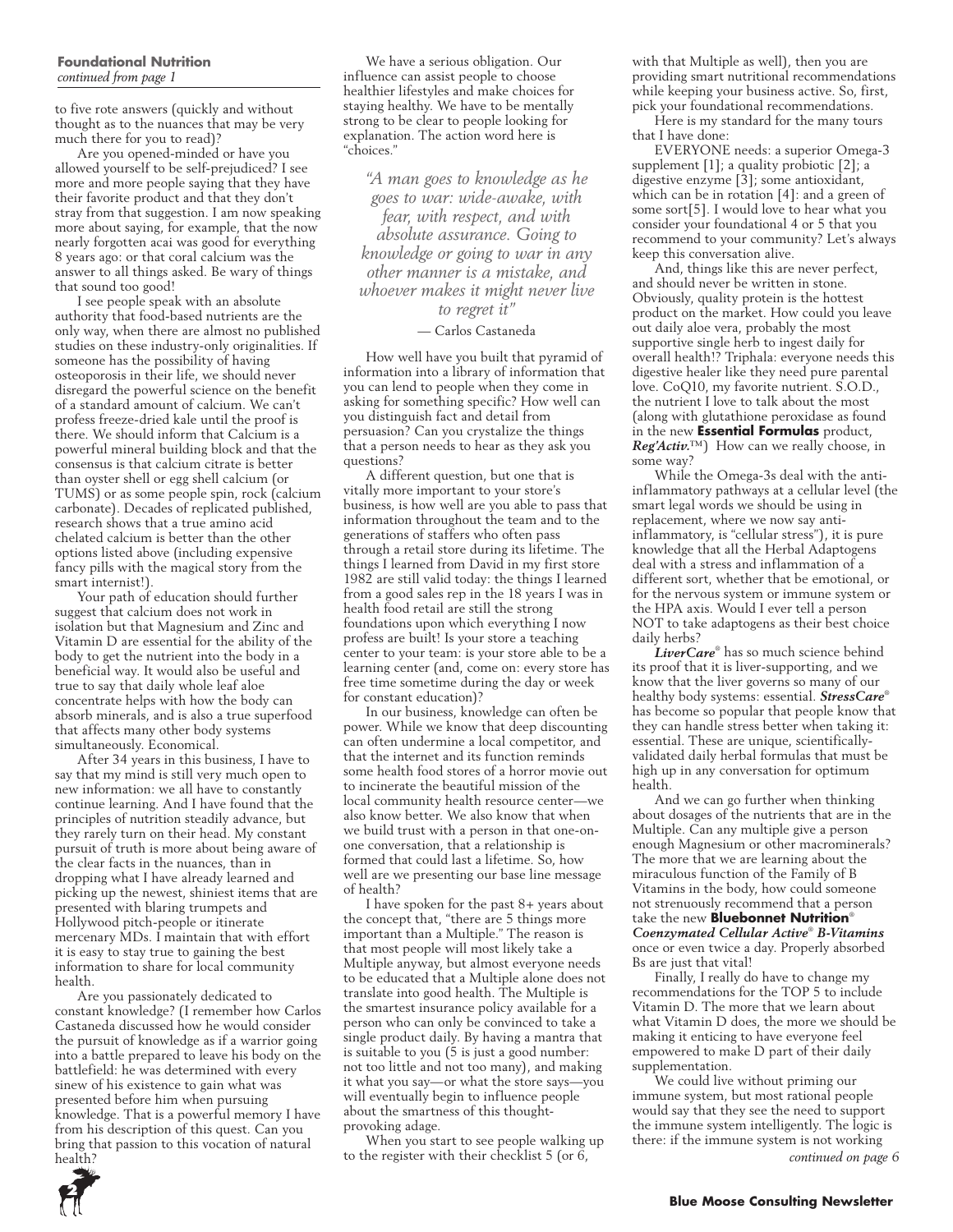**Foundational Nutrition**
*continued from page 1*

to five rote answers (quickly and without thought as to the nuances that may be very much there for you to read)?

Are you opened-minded or have you allowed yourself to be self-prejudiced? I see more and more people saying that they have their favorite product and that they don't stray from that suggestion. I am now speaking more about saying, for example, that the now nearly forgotten acai was good for everything 8 years ago: or that coral calcium was the answer to all things asked. Be wary of things that sound too good!

I see people speak with an absolute authority that food-based nutrients are the only way, when there are almost no published studies on these industry-only originalities. If someone has the possibility of having osteoporosis in their life, we should never disregard the powerful science on the benefit of a standard amount of calcium. We can't profess freeze-dried kale until the proof is there. We should inform that Calcium is a powerful mineral building block and that the consensus is that calcium citrate is better than oyster shell or egg shell calcium (or TUMS) or as some people spin, rock (calcium carbonate). Decades of replicated published, research shows that a true amino acid chelated calcium is better than the other options listed above (including expensive fancy pills with the magical story from the smart internist!).

Your path of education should further suggest that calcium does not work in isolation but that Magnesium and Zinc and Vitamin D are essential for the ability of the body to get the nutrient into the body in a beneficial way. It would also be useful and true to say that daily whole leaf aloe concentrate helps with how the body can absorb minerals, and is also a true superfood that affects many other body systems simultaneously. Economical.

After 34 years in this business, I have to say that my mind is still very much open to new information: we all have to constantly continue learning. And I have found that the principles of nutrition steadily advance, but they rarely turn on their head. My constant pursuit of truth is more about being aware of the clear facts in the nuances, than in dropping what I have already learned and picking up the newest, shiniest items that are presented with blaring trumpets and Hollywood pitch-people or itinerate mercenary MDs. I maintain that with effort it is easy to stay true to gaining the best information to share for local community health.

Are you passionately dedicated to constant knowledge? (I remember how Carlos Castaneda discussed how he would consider the pursuit of knowledge as if a warrior going into a battle prepared to leave his body on the battlefield: he was determined with every sinew of his existence to gain what was presented before him when pursuing knowledge. That is a powerful memory I have from his description of this quest. Can you bring that passion to this vocation of natural health?

We have a serious obligation. Our influence can assist people to choose healthier lifestyles and make choices for staying healthy. We have to be mentally strong to be clear to people looking for explanation. The action word here is "choices."

> *"A man goes to knowledge as he goes to war: wide-awake, with fear, with respect, and with absolute assurance. Going to knowledge or going to war in any other manner is a mistake, and whoever makes it might never live to regret it"*
>
> — Carlos Castaneda

How well have you built that pyramid of information into a library of information that you can lend to people when they come in asking for something specific? How well can you distinguish fact and detail from persuasion? Can you crystalize the things that a person needs to hear as they ask you questions?

A different question, but one that is vitally more important to your store's business, is how well are you able to pass that information throughout the team and to the generations of staffers who often pass through a retail store during its lifetime. The things I learned from David in my first store 1982 are still valid today: the things I learned from a good sales rep in the 18 years I was in health food retail are still the strong foundations upon which everything I now profess are built! Is your store a teaching center to your team: is your store able to be a learning center (and, come on: every store has free time sometime during the day or week for constant education)?

In our business, knowledge can often be power. While we know that deep discounting can often undermine a local competitor, and that the internet and its function reminds some health food stores of a horror movie out to incinerate the beautiful mission of the local community health resource center—we also know better. We also know that when we build trust with a person in that one-on-one conversation, that a relationship is formed that could last a lifetime. So, how well are we presenting our base line message of health?

I have spoken for the past 8+ years about the concept that, "there are 5 things more important than a Multiple." The reason is that most people will most likely take a Multiple anyway, but almost everyone needs to be educated that a Multiple alone does not translate into good health. The Multiple is the smartest insurance policy available for a person who can only be convinced to take a single product daily. By having a mantra that is suitable to you (5 is just a good number: not too little and not too many), and making it what you say—or what the store says—you will eventually begin to influence people about the smartness of this thought-provoking adage.

When you start to see people walking up to the register with their checklist 5 (or 6, with that Multiple as well), then you are providing smart nutritional recommendations while keeping your business active. So, first, pick your foundational recommendations.

Here is my standard for the many tours that I have done:

EVERYONE needs: a superior Omega-3 supplement [1]; a quality probiotic [2]; a digestive enzyme [3]; some antioxidant, which can be in rotation [4]: and a green of some sort[5]. I would love to hear what you consider your foundational 4 or 5 that you recommend to your community? Let's always keep this conversation alive.

And, things like this are never perfect, and should never be written in stone. Obviously, quality protein is the hottest product on the market. How could you leave out daily aloe vera, probably the most supportive single herb to ingest daily for overall health!? Triphala: everyone needs this digestive healer like they need pure parental love. CoQ10, my favorite nutrient. S.O.D., the nutrient I love to talk about the most (along with glutathione peroxidase as found in the new **Essential Formulas** product, ***Reg'Activ.***™) How can we really choose, in some way?

While the Omega-3s deal with the anti-inflammatory pathways at a cellular level (the smart legal words we should be using in replacement, where we now say anti-inflammatory, is "cellular stress"), it is pure knowledge that all the Herbal Adaptogens deal with a stress and inflammation of a different sort, whether that be emotional, or for the nervous system or immune system or the HPA axis. Would I ever tell a person NOT to take adaptogens as their best choice daily herbs?

***LiverCare***® has so much science behind its proof that it is liver-supporting, and we know that the liver governs so many of our healthy body systems: essential. ***StressCare***® has become so popular that people know that they can handle stress better when taking it: essential. These are unique, scientifically-validated daily herbal formulas that must be high up in any conversation for optimum health.

And we can go further when thinking about dosages of the nutrients that are in the Multiple. Can any multiple give a person enough Magnesium or other macrominerals? The more that we are learning about the miraculous function of the Family of B Vitamins in the body, how could someone not strenuously recommend that a person take the new **Bluebonnet Nutrition**® ***Coenzymated Cellular Active***® ***B-Vitamins*** once or even twice a day. Properly absorbed Bs are just that vital!

Finally, I really do have to change my recommendations for the TOP 5 to include Vitamin D. The more that we learn about what Vitamin D does, the more we should be making it enticing to have everyone feel empowered to make D part of their daily supplementation.

We could live without priming our immune system, but most rational people would say that they see the need to support the immune system intelligently. The logic is there: if the immune system is not working

*continued on page 6*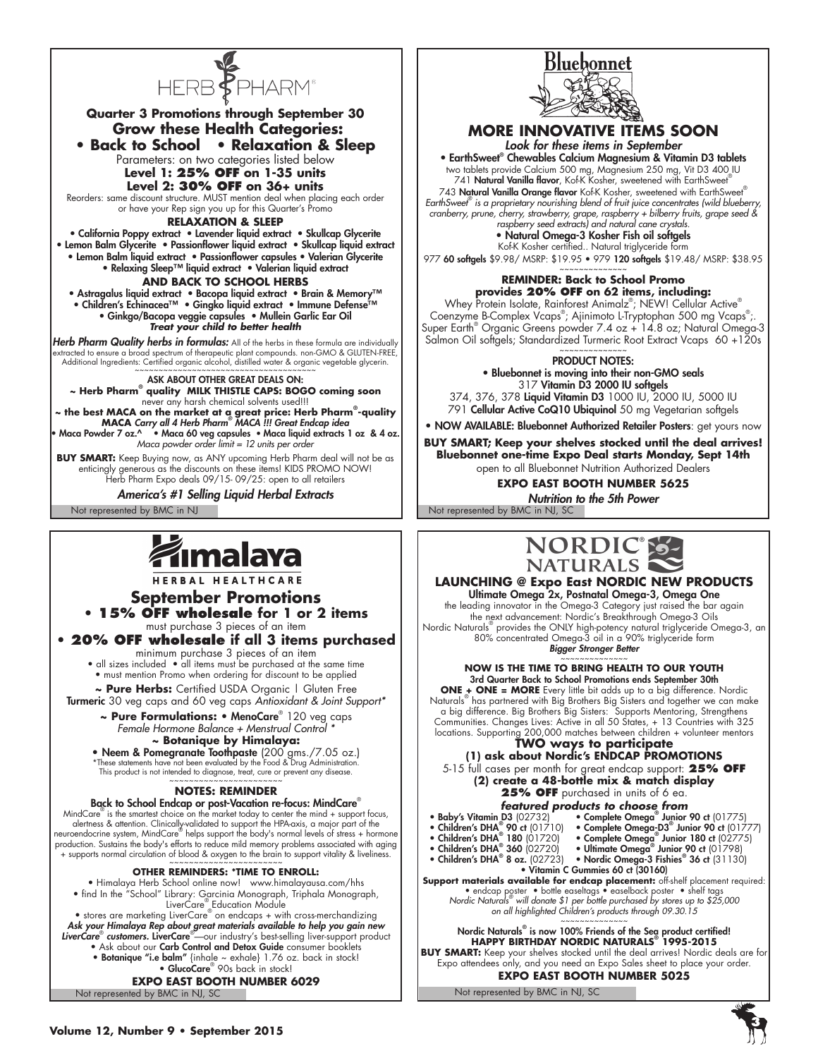# HERB PHARM®

**Quarter 3 Promotions through September 30**

## Grow these Health Categories:

## • Back to School • Relaxation & Sleep

Parameters: on two categories listed below

**Level 1: 25% OFF on 1-35 units**

**Level 2: 30% OFF on 36+ units**

Reorders: same discount structure. MUST mention deal when placing each order or have your Rep sign you up for this Quarter's Promo

**RELAXATION & SLEEP**

• California Poppy extract • Lavender liquid extract • Skullcap Glycerite • Lemon Balm Glycerite • Passionflower liquid extract • Skullcap liquid extract • Lemon Balm liquid extract • Passionflower capsules • Valerian Glycerite • Relaxing Sleep™ liquid extract • Valerian liquid extract

**AND BACK TO SCHOOL HERBS**

• Astragalus liquid extract • Bacopa liquid extract • Brain & Memory™ • Children's Echinacea™ • Gingko liquid extract • Immune Defense™ • Ginkgo/Bacopa veggie capsules • Mullein Garlic Ear Oil

***Treat your child to better health***

***Herb Pharm Quality herbs in formulas:*** All of the herbs in these formula are individually extracted to ensure a broad spectrum of therapeutic plant compounds. non-GMO & GLUTEN-FREE, Additional Ingredients: Certified organic alcohol, distilled water & organic vegetable glycerin.

**ASK ABOUT OTHER GREAT DEALS ON:**

**~ Herb Pharm® quality MILK THISTLE CAPS: BOGO coming soon**
never any harsh chemical solvents used!!!

**~ the best MACA on the market at a great price: Herb Pharm®-quality MACA** ***Carry all 4 Herb Pharm® MACA !!! Great Endcap idea***

• Maca Powder 7 oz.^ • Maca 60 veg capsules • Maca liquid extracts 1 oz & 4 oz.
*Maca powder order limit = 12 units per order*

**BUY SMART:** Keep Buying now, as ANY upcoming Herb Pharm deal will not be as enticingly generous as the discounts on these items! KIDS PROMO NOW! Herb Pharm Expo deals 09/15- 09/25: open to all retailers

***America's #1 Selling Liquid Herbal Extracts***

Not represented by BMC in NJ

# Bluebonnet

## MORE INNOVATIVE ITEMS SOON

***Look for these items in September***

• **EarthSweet® Chewables Calcium Magnesium & Vitamin D3 tablets**
two tablets provide Calcium 500 mg, Magnesium 250 mg, Vit D3 400 IU
741 **Natural Vanilla flavor**, Kof-K Kosher, sweetened with EarthSweet®
743 **Natural Vanilla Orange flavor** Kof-K Kosher, sweetened with EarthSweet®
*EarthSweet® is a proprietary nourishing blend of fruit juice concentrates (wild blueberry, cranberry, prune, cherry, strawberry, grape, raspberry + bilberry fruits, grape seed & raspberry seed extracts) and natural cane crystals.*

• **Natural Omega-3 Kosher Fish oil softgels**
Kof-K Kosher certified.. Natural triglyceride form
977 **60 softgels** $9.98/ MSRP: $19.95 • 979 **120 softgels** $19.48/ MSRP: $38.95

**REMINDER: Back to School Promo provides 20% OFF on 62 items, including:**
Whey Protein Isolate, Rainforest Animalz®; NEW! Cellular Active® Coenzyme B-Complex Vcaps®; Ajinimoto L-Tryptophan 500 mg Vcaps®;. Super Earth® Organic Greens powder 7.4 oz + 14.8 oz; Natural Omega-3 Salmon Oil softgels; Standardized Turmeric Root Extract Vcaps 60 +120s

**PRODUCT NOTES:**

• **Bluebonnet is moving into their non-GMO seals**
317 **Vitamin D3 2000 IU softgels**
374, 376, 378 **Liquid Vitamin D3** 1000 IU, 2000 IU, 5000 IU
791 **Cellular Active CoQ10 Ubiquinol** 50 mg Vegetarian softgels

• **NOW AVAILABLE: Bluebonnet Authorized Retailer Posters**: get yours now

**BUY SMART; Keep your shelves stocked until the deal arrives! Bluebonnet one-time Expo Deal starts Monday, Sept 14th**
open to all Bluebonnet Nutrition Authorized Dealers

**EXPO EAST BOOTH NUMBER 5625**

***Nutrition to the 5th Power***

Not represented by BMC in NJ, SC

# Himalaya HERBAL HEALTHCARE

## September Promotions

**• 15% OFF wholesale for 1 or 2 items**
must purchase 3 pieces of an item

**• 20% OFF wholesale if all 3 items purchased**
minimum purchase 3 pieces of an item
• all sizes included • all items must be purchased at the same time
• must mention Promo when ordering for discount to be applied

**~ Pure Herbs:** Certified USDA Organic | Gluten Free
**Turmeric** 30 veg caps and 60 veg caps *Antioxidant & Joint Support**

**~ Pure Formulations:** • **MenoCare**® 120 veg caps
*Female Hormone Balance + Menstrual Control **

**~ Botanique by Himalaya:**
• **Neem & Pomegranate Toothpaste** (200 gms./7.05 oz.)
*These statements have not been evaluated by the Food & Drug Administration. This product is not intended to diagnose, treat, cure or prevent any disease.

**NOTES: REMINDER**

**Back to School Endcap or post-Vacation re-focus: MindCare**®
MindCare® is the smartest choice on the market today to center the mind + support focus, alertness & attention. Clinically-validated to support the HPA-axis, a major part of the neuroendocrine system, MindCare® helps support the body's normal levels of stress + hormone production. Sustains the body's efforts to reduce mild memory problems associated with aging + supports normal circulation of blood & oxygen to the brain to support vitality & liveliness.

**OTHER REMINDERS: *TIME TO ENROLL:**
• Himalaya Herb School online now! www.himalayausa.com/hhs
• find In the "School" Library: Garcinia Monograph, Triphala Monograph, LiverCare® Education Module
• stores are marketing LiverCare® on endcaps + with cross-merchandizing
***Ask your Himalaya Rep about great materials available to help you gain new LiverCare® customers.*** **LiverCare**®—our industry's best-selling liver-support product
• Ask about our **Carb Control and Detox Guide** consumer booklets
• **Botanique "i.e balm"** (inhale ~ exhale) 1.76 oz. back in stock!
• **GlucoCare**® 90s back in stock!

**EXPO EAST BOOTH NUMBER 6029**

Not represented by BMC in NJ, SC

# NORDIC® NATURALS

**LAUNCHING @ Expo East NORDIC NEW PRODUCTS**

**Ultimate Omega 2x, Postnatal Omega-3, Omega One**
the leading innovator in the Omega-3 Category just raised the bar again the next advancement: Nordic's Breakthrough Omega-3 Oils
Nordic Naturals® provides the ONLY high-potency natural triglyceride Omega-3, an 80% concentrated Omega-3 oil in a 90% triglyceride form

***Bigger Stronger Better***

**NOW IS THE TIME TO BRING HEALTH TO OUR YOUTH**
**3rd Quarter Back to School Promotions ends September 30th**

**ONE + ONE = MORE** Every little bit adds up to a big difference. Nordic Naturals® has partnered with Big Brothers Big Sisters and together we can make a big difference. Big Brothers Big Sisters: Supports Mentoring, Strengthens Communities. Changes Lives: Active in all 50 States, + 13 Countries with 325 locations. Supporting 200,000 matches between children + volunteer mentors

**TWO ways to participate**

**(1) ask about Nordic's ENDCAP PROMOTIONS**
5-15 full cases per month for great endcap support: **25% OFF**

**(2) create a 48-bottle mix & match display**
**25% OFF** purchased in units of 6 ea.

***featured products to choose from***

- **Baby's Vitamin D3** (02732)
- **Children's DHA® 90 ct** (01710)
- **Children's DHA® 180** (01720)
- **Children's DHA® 360** (02720)
- **Children's DHA® 8 oz.** (02723)
- **Complete Omega® Junior 90 ct** (01775)
- **Complete Omega-D3® Junior 90 ct** (01777)
- **Complete Omega® Junior 180 ct** (02775)
- **Ultimate Omega® Junior 90 ct** (01798)
- **Nordic Omega-3 Fishies® 36 ct** (31130)
- **Vitamin C Gummies 60 ct (30160)**

**Support materials available for endcap placement:** off-shelf placement required: • endcap poster • bottle easeltags • easelback poster • shelf tags
*Nordic Naturals® will donate $1 per bottle purchased by stores up to $25,000 on all highlighted Children's products through 09.30.15*

**Nordic Naturals® is now 100% Friends of the Sea product certified!**
**HAPPY BIRTHDAY NORDIC NATURALS® 1995-2015**

**BUY SMART:** Keep your shelves stocked until the deal arrives! Nordic deals are for Expo attendees only, and you need an Expo Sales sheet to place your order.

**EXPO EAST BOOTH NUMBER 5025**

Not represented by BMC in NJ, SC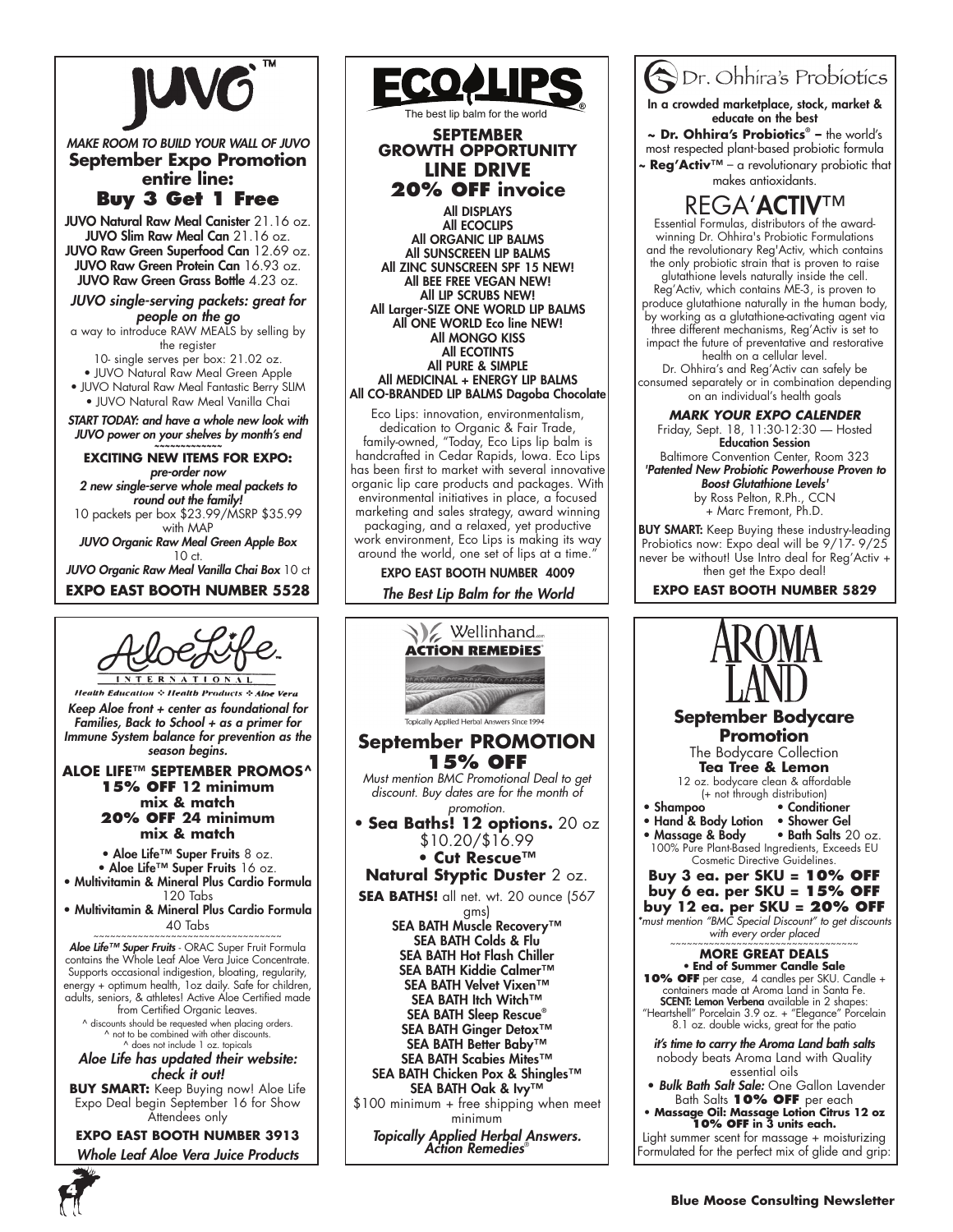# JUVO™

*MAKE ROOM TO BUILD YOUR WALL OF JUVO*

**September Expo Promotion entire line:**

## Buy 3 Get 1 Free

**JUVO Natural Raw Meal Canister** 21.16 oz.
**JUVO Slim Raw Meal Can** 21.16 oz.
**JUVO Raw Green Superfood Can** 12.69 oz.
**JUVO Raw Green Protein Can** 16.93 oz.
**JUVO Raw Green Grass Bottle** 4.23 oz.

*JUVO single-serving packets: great for people on the go*

a way to introduce RAW MEALS by selling by the register

10- single serves per box: 21.02 oz.

- JUVO Natural Raw Meal Green Apple
- JUVO Natural Raw Meal Fantastic Berry SLIM
- JUVO Natural Raw Meal Vanilla Chai

***START TODAY: and have a whole new look with JUVO power on your shelves by month's end***

~~~~~~~~~~~~~

**EXCITING NEW ITEMS FOR EXPO:**

*pre-order now*

*2 new single-serve whole meal packets to round out the family!*

10 packets per box $23.99/MSRP $35.99 with MAP

*JUVO Organic Raw Meal Green Apple Box* 10 ct.

*JUVO Organic Raw Meal Vanilla Chai Box* 10 ct

**EXPO EAST BOOTH NUMBER 5528**

---

# ECO LIPS®

The best lip balm for the world

## SEPTEMBER GROWTH OPPORTUNITY LINE DRIVE

## 20% OFF invoice

All DISPLAYS
All ECOCLIPS
All ORGANIC LIP BALMS
All SUNSCREEN LIP BALMS
All ZINC SUNSCREEN SPF 15 NEW!
All BEE FREE VEGAN NEW!
All LIP SCRUBS NEW!
All Larger-SIZE ONE WORLD LIP BALMS
All ONE WORLD Eco line NEW!
All MONGO KISS
All ECOTINTS
All PURE & SIMPLE
All MEDICINAL + ENERGY LIP BALMS
All CO-BRANDED LIP BALMS Dagoba Chocolate

Eco Lips: innovation, environmentalism, dedication to Organic & Fair Trade, family-owned, "Today, Eco Lips lip balm is handcrafted in Cedar Rapids, Iowa. Eco Lips has been first to market with several innovative organic lip care products and packages. With environmental initiatives in place, a focused marketing and sales strategy, award winning packaging, and a relaxed, yet productive work environment, Eco Lips is making its way around the world, one set of lips at a time."

EXPO EAST BOOTH NUMBER 4009

*The Best Lip Balm for the World*

---

# Dr. Ohhira's Probiotics

**In a crowded marketplace, stock, market & educate on the best**

**~ Dr. Ohhira's Probiotics® –** the world's most respected plant-based probiotic formula

**~ Reg'Activ™** – a revolutionary probiotic that makes antioxidants.

## REGA'ACTIV™

Essential Formulas, distributors of the award-winning Dr. Ohhira's Probiotic Formulations and the revolutionary Reg'Activ, which contains the only probiotic strain that is proven to raise glutathione levels naturally inside the cell. Reg'Activ, which contains ME-3, is proven to produce glutathione naturally in the human body, by working as a glutathione-activating agent via three different mechanisms, Reg'Activ is set to impact the future of preventative and restorative health on a cellular level.

Dr. Ohhira's and Reg'Activ can safely be consumed separately or in combination depending on an individual's health goals

***MARK YOUR EXPO CALENDER***

Friday, Sept. 18, 11:30-12:30 — Hosted **Education Session**

Baltimore Convention Center, Room 323

***'Patented New Probiotic Powerhouse Proven to Boost Glutathione Levels'***

by Ross Pelton, R.Ph., CCN + Marc Fremont, Ph.D.

**BUY SMART:** Keep Buying these industry-leading Probiotics now: Expo deal will be 9/17- 9/25 never be without! Use Intro deal for Reg'Activ + then get the Expo deal!

**EXPO EAST BOOTH NUMBER 5829**

---

# AloeLife™ INTERNATIONAL

Health Education ❖ Health Products ❖ Aloe Vera

*Keep Aloe front + center as foundational for Families, Back to School + as a primer for Immune System balance for prevention as the season begins.*

**ALOE LIFE™ SEPTEMBER PROMOS^**

**15% OFF 12 minimum mix & match**

**20% OFF 24 minimum mix & match**

- **Aloe Life™ Super Fruits** 8 oz.
- **Aloe Life™ Super Fruits** 16 oz.
- **Multivitamin & Mineral Plus Cardio Formula** 120 Tabs
- **Multivitamin & Mineral Plus Cardio Formula** 40 Tabs

~~~~~~~~~~~~~~~~~~~~~~~~~~~~~~~~~~

***Aloe Life™ Super Fruits*** - ORAC Super Fruit Formula contains the Whole Leaf Aloe Vera Juice Concentrate. Supports occasional indigestion, bloating, regularity, energy + optimum health, 1oz daily. Safe for children, adults, seniors, & athletes! Active Aloe Certified made from Certified Organic Leaves.

^ discounts should be requested when placing orders.
^ not to be combined with other discounts.
^ does not include 1 oz. topicals

*Aloe Life has updated their website: check it out!*

**BUY SMART:** Keep Buying now! Aloe Life Expo Deal begin September 16 for Show Attendees only

**EXPO EAST BOOTH NUMBER 3913**

***Whole Leaf Aloe Vera Juice Products***

---

# Wellinhand ACTION REMEDIES®

Topically Applied Herbal Answers Since 1994

## September PROMOTION 15% OFF

*Must mention BMC Promotional Deal to get discount. Buy dates are for the month of promotion.*

- **Sea Baths! 12 options.** 20 oz $10.20/$16.99
- **Cut Rescue™ Natural Styptic Duster** 2 oz.

**SEA BATHS!** all net. wt. 20 ounce (567 gms)

SEA BATH Muscle Recovery™
SEA BATH Colds & Flu
SEA BATH Hot Flash Chiller
SEA BATH Kiddie Calmer™
SEA BATH Velvet Vixen™
SEA BATH Itch Witch™
SEA BATH Sleep Rescue®
SEA BATH Ginger Detox™
SEA BATH Better Baby™
SEA BATH Scabies Mites™
SEA BATH Chicken Pox & Shingles™
SEA BATH Oak & Ivy™

$100 minimum + free shipping when meet minimum

***Topically Applied Herbal Answers. Action Remedies®***

---

# AROMA LAND

## September Bodycare Promotion

The Bodycare Collection

**Tea Tree & Lemon**

12 oz. bodycare clean & affordable (+ not through distribution)

- Shampoo
- Conditioner
- Hand & Body Lotion
- Shower Gel
- Massage & Body
- Bath Salts 20 oz.

100% Pure Plant-Based Ingredients, Exceeds EU Cosmetic Directive Guidelines.

**Buy 3 ea. per SKU = 10% OFF**
**buy 6 ea. per SKU = 15% OFF**
**buy 12 ea. per SKU = 20% OFF**

*\*must mention "BMC Special Discount" to get discounts with every order placed*

~~~~~~~~~~~~~~~~~~~~~~~~~~~~~~~~~~

**MORE GREAT DEALS**

**• End of Summer Candle Sale**

**10% OFF** per case, 4 candles per SKU. Candle + containers made at Aroma Land in Santa Fe. **SCENT: Lemon Verbena** available in 2 shapes: "Heartshell" Porcelain 3.9 oz. + "Elegance" Porcelain 8.1 oz. double wicks, great for the patio

*it's time to carry the Aroma Land bath salts* nobody beats Aroma Land with Quality essential oils

- ***Bulk Bath Salt Sale:*** One Gallon Lavender Bath Salts **10% OFF** per each
- **Massage Oil: Massage Lotion Citrus 12 oz 10% OFF in 3 units each.**

Light summer scent for massage + moisturizing Formulated for the perfect mix of glide and grip: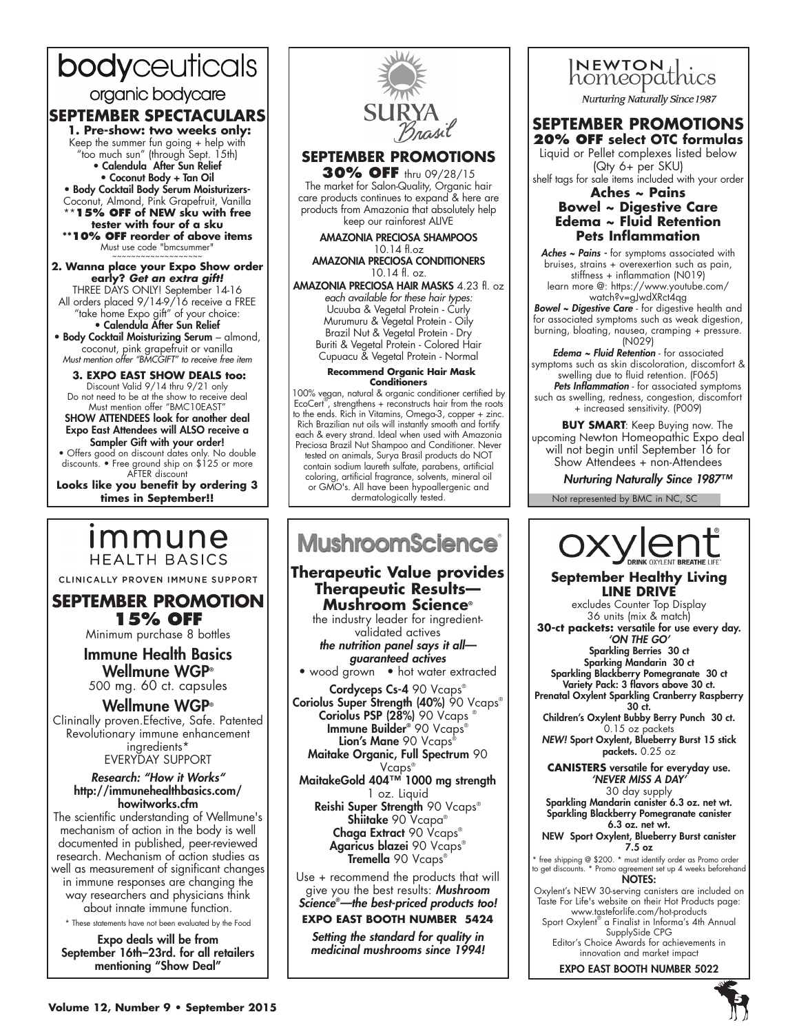# bodyceuticals

organic bodycare

## SEPTEMBER SPECTACULARS

**1. Pre-show: two weeks only:**
Keep the summer fun going + help with "too much sun" (through Sept. 15th)

- Calendula After Sun Relief
- Coconut Body + Tan Oil
- Body Cocktail Body Serum Moisturizers- Coconut, Almond, Pink Grapefruit, Vanilla

****15% OFF of NEW sku with free tester with four of a sku**
****10% OFF reorder of above items**
Must use code "bmcsummer"

~~~~~~~~~~~~~~~~~~

**2. Wanna place your Expo Show order early? *Get an extra gift!***
THREE DAYS ONLY! September 14-16
All orders placed 9/14-9/16 receive a FREE "take home Expo gift" of your choice:

- Calendula After Sun Relief
- Body Cocktail Moisturizing Serum – almond, coconut, pink grapefruit or vanilla

*Must mention offer "BMCGIFT" to receive free item*

**3. EXPO EAST SHOW DEALS too:**
Discount Valid 9/14 thru 9/21 only
Do not need to be at the show to receive deal
Must mention offer "BMC10EAST"

**SHOW ATTENDEES look for another deal Expo East Attendees will ALSO receive a Sampler Gift with your order!**

- Offers good on discount dates only. No double discounts. • Free ground ship on $125 or more AFTER discount

**Looks like you benefit by ordering 3 times in September!!**

---

# SURYA Brasil

## SEPTEMBER PROMOTIONS

**30% OFF** thru 09/28/15

The market for Salon-Quality, Organic hair care products continues to expand & here are products from Amazonia that absolutely help keep our rainforest ALIVE

**AMAZONIA PRECIOSA SHAMPOOS** 10.14 fl.oz
**AMAZONIA PRECIOSA CONDITIONERS** 10.14 fl. oz.
**AMAZONIA PRECIOSA HAIR MASKS** 4.23 fl. oz

*each available for these hair types:*
Ucuuba & Vegetal Protein - Curly
Murumuru & Vegetal Protein - Oily
Brazil Nut & Vegetal Protein - Dry
Buriti & Vegetal Protein - Colored Hair
Cupuacu & Vegetal Protein - Normal

**Recommend Organic Hair Mask Conditioners**

100% vegan, natural & organic conditioner certified by EcoCert®, strengthens + reconstructs hair from the roots to the ends. Rich in Vitamins, Omega-3, copper + zinc. Rich Brazilian nut oils will instantly smooth and fortify each & every strand. Ideal when used with Amazonia Preciosa Brazil Nut Shampoo and Conditioner. Never tested on animals, Surya Brasil products do NOT contain sodium laureth sulfate, parabens, artificial coloring, artificial fragrance, solvents, mineral oil or GMO's. All have been hypoallergenic and dermatologically tested.

---

# NEWTON homeopathics

*Nurturing Naturally Since 1987*

## SEPTEMBER PROMOTIONS

**20% OFF select OTC formulas**

Liquid or Pellet complexes listed below (Qty 6+ per SKU)
shelf tags for sale items included with your order

**Aches ~ Pains**
**Bowel ~ Digestive Care**
**Edema ~ Fluid Retention**
**Pets Inflammation**

***Aches ~ Pains*** - for symptoms associated with bruises, strains + overexertion such as pain, stiffness + inflammation (N019) learn more @: https://www.youtube.com/watch?v=gJwdXRct4qg

***Bowel ~ Digestive Care*** - for digestive health and for associated symptoms such as weak digestion, burning, bloating, nausea, cramping + pressure. (N029)

***Edema ~ Fluid Retention*** - for associated symptoms such as skin discoloration, discomfort & swelling due to fluid retention. (F065)

***Pets Inflammation*** - for associated symptoms such as swelling, redness, congestion, discomfort + increased sensitivity. (P009)

**BUY SMART**: Keep Buying now. The upcoming Newton Homeopathic Expo deal will not begin until September 16 for Show Attendees + non-Attendees

***Nurturing Naturally Since 1987™***

Not represented by BMC in NC, SC

---

# immune HEALTH BASICS

CLINICALLY PROVEN IMMUNE SUPPORT

## SEPTEMBER PROMOTION

**15% OFF**

Minimum purchase 8 bottles

**Immune Health Basics Wellmune WGP®**
500 mg. 60 ct. capsules

**Wellmune WGP®**

Clininally proven.Efective, Safe. Patented Revolutionary immune enhancement ingredients*
EVERYDAY SUPPORT

***Research: "How it Works"***
**http://immunehealthbasics.com/howitworks.cfm**

The scientific understanding of Wellmune's mechanism of action in the body is well documented in published, peer-reviewed research. Mechanism of action studies as well as measurement of significant changes in immune responses are changing the way researchers and physicians think about innate immune function.

\* These statements have not been evaluated by the Food

**Expo deals will be from September 16th–23rd. for all retailers mentioning "Show Deal"**

---

# MushroomScience®

## Therapeutic Value provides Therapeutic Results— Mushroom Science®

the industry leader for ingredient-validated actives

***the nutrition panel says it all— guaranteed actives***

- wood grown • hot water extracted

**Cordyceps Cs-4** 90 Vcaps®
**Coriolus Super Strength (40%)** 90 Vcaps®
**Coriolus PSP (28%)** 90 Vcaps®
**Immune Builder®** 90 Vcaps®
**Lion's Mane** 90 Vcaps®
**Maitake Organic, Full Spectrum** 90 Vcaps®
**MaitakeGold 404™ 1000 mg strength** 1 oz. Liquid
**Reishi Super Strength** 90 Vcaps®
**Shiitake** 90 Vcapa®
**Chaga Extract** 90 Vcaps®
**Agaricus blazei** 90 Vcaps®
**Tremella** 90 Vcaps®

Use + recommend the products that will give you the best results: ***Mushroom Science®—the best-priced products too!***

**EXPO EAST BOOTH NUMBER 5424**

***Setting the standard for quality in medicinal mushrooms since 1994!***

---

# oxylent®

DRINK OXYLENT BREATHE LIFE™

## September Healthy Living LINE DRIVE

excludes Counter Top Display
36 units (mix & match)

**30-ct packets:** versatile for use every day.
***'ON THE GO'***

**Sparkling Berries 30 ct**
**Sparking Mandarin 30 ct**
**Sparkling Blackberry Pomegranate 30 ct**
**Variety Pack: 3 flavors above 30 ct.**
**Prenatal Oxylent Sparkling Cranberry Raspberry 30 ct.**
**Children's Oxylent Bubby Berry Punch 30 ct.** 0.15 oz packets
***NEW!* Sport Oxylent, Blueberry Burst 15 stick packets.** 0.25 oz

**CANISTERS** versatile for everyday use.
***'NEVER MISS A DAY'***
30 day supply

**Sparkling Mandarin canister 6.3 oz. net wt.**
**Sparkling Blackberry Pomegranate canister 6.3 oz. net wt.**
**NEW Sport Oxylent, Blueberry Burst canister 7.5 oz**

\* free shipping @ $200. \* must identify order as Promo order to get discounts. \* Promo agreement set up 4 weeks beforehand

**NOTES:**

Oxylent's NEW 30-serving canisters are included on Taste For Life's website on their Hot Products page: www.tasteforlife.com/hot-products
Sport Oxylent® a Finalist in Informa's 4th Annual SupplySide CPG Editor's Choice Awards for achievements in innovation and market impact

**EXPO EAST BOOTH NUMBER 5022**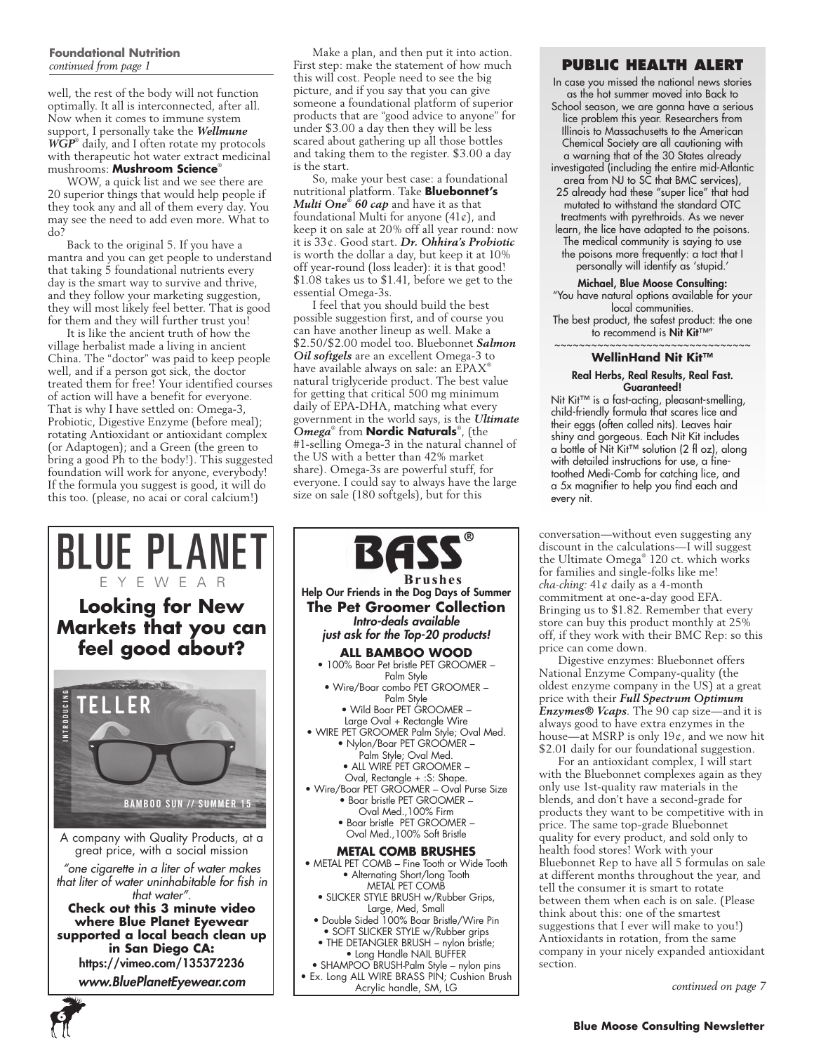**Foundational Nutrition**
*continued from page 1*

well, the rest of the body will not function optimally. It all is interconnected, after all. Now when it comes to immune system support, I personally take the ***Wellmune WGP***® daily, and I often rotate my protocols with therapeutic hot water extract medicinal mushrooms: **Mushroom Science**®

WOW, a quick list and we see there are 20 superior things that would help people if they took any and all of them every day. You may see the need to add even more. What to do?

Back to the original 5. If you have a mantra and you can get people to understand that taking 5 foundational nutrients every day is the smart way to survive and thrive, and they follow your marketing suggestion, they will most likely feel better. That is good for them and they will further trust you!

It is like the ancient truth of how the village herbalist made a living in ancient China. The "doctor" was paid to keep people well, and if a person got sick, the doctor treated them for free! Your identified courses of action will have a benefit for everyone. That is why I have settled on: Omega-3, Probiotic, Digestive Enzyme (before meal); rotating Antioxidant or antioxidant complex (or Adaptogen); and a Green (the green to bring a good Ph to the body!). This suggested foundation will work for anyone, everybody! If the formula you suggest is good, it will do this too. (please, no acai or coral calcium!)

Make a plan, and then put it into action. First step: make the statement of how much this will cost. People need to see the big picture, and if you say that you can give someone a foundational platform of superior products that are "good advice to anyone" for under $3.00 a day then they will be less scared about gathering up all those bottles and taking them to the register. $3.00 a day is the start.

So, make your best case: a foundational nutritional platform. Take **Bluebonnet's** ***Multi One® 60 cap*** and have it as that foundational Multi for anyone (41¢), and keep it on sale at 20% off all year round: now it is 33¢. Good start. ***Dr. Ohhira's Probiotic*** is worth the dollar a day, but keep it at 10% off year-round (loss leader): it is that good! $1.08 takes us to $1.41, before we get to the essential Omega-3s.

I feel that you should build the best possible suggestion first, and of course you can have another lineup as well. Make a $2.50/$2.00 model too. Bluebonnet ***Salmon Oil softgels*** are an excellent Omega-3 to have available always on sale: an EPAX® natural triglyceride product. The best value for getting that critical 500 mg minimum daily of EPA-DHA, matching what every government in the world says, is the ***Ultimate Omega***® from **Nordic Naturals**®, (the #1-selling Omega-3 in the natural channel of the US with a better than 42% market share). Omega-3s are powerful stuff, for everyone. I could say to always have the large size on sale (180 softgels), but for this conversation—without even suggesting any discount in the calculations—I will suggest the Ultimate Omega® 120 ct. which works for families and single-folks like me! *cha-ching:* 41¢ daily as a 4-month commitment at one-a-day good EFA. Bringing us to $1.82. Remember that every store can buy this product monthly at 25% off, if they work with their BMC Rep: so this price can come down.

Digestive enzymes: Bluebonnet offers National Enzyme Company-quality (the oldest enzyme company in the US) at a great price with their ***Full Spectrum Optimum Enzymes® Vcaps***. The 90 cap size—and it is always good to have extra enzymes in the house—at MSRP is only 19¢, and we now hit $2.01 daily for our foundational suggestion.

For an antioxidant complex, I will start with the Bluebonnet complexes again as they only use 1st-quality raw materials in the blends, and don't have a second-grade for products they want to be competitive with in price. The same top-grade Bluebonnet quality for every product, and sold only to health food stores! Work with your Bluebonnet Rep to have all 5 formulas on sale at different months throughout the year, and tell the consumer it is smart to rotate between them when each is on sale. (Please think about this: one of the smartest suggestions that I ever will make to you!) Antioxidants in rotation, from the same company in your nicely expanded antioxidant section.

*continued on page 7*

---

## PUBLIC HEALTH ALERT

In case you missed the national news stories as the hot summer moved into Back to School season, we are gonna have a serious lice problem this year. Researchers from Illinois to Massachusetts to the American Chemical Society are all cautioning with a warning that of the 30 States already investigated (including the entire mid-Atlantic area from NJ to SC that BMC services), 25 already had these "super lice" that had mutated to withstand the standard OTC treatments with pyrethroids. As we never learn, the lice have adapted to the poisons. The medical community is saying to use the poisons more frequently: a tact that I personally will identify as 'stupid.'

**Michael, Blue Moose Consulting:**
"You have natural options available for your local communities.
The best product, the safest product: the one to recommend is **Nit Kit**™"

~~~~~~~~~~~~~~~~~~~~~~~~~~~~~~~~~~

### WellinHand Nit Kit™

**Real Herbs, Real Results, Real Fast. Guaranteed!**

Nit Kit™ is a fast-acting, pleasant-smelling, child-friendly formula that scares lice and their eggs (often called nits). Leaves hair shiny and gorgeous. Each Nit Kit includes a bottle of Nit Kit™ solution (2 fl oz), along with detailed instructions for use, a fine-toothed Medi-Comb for catching lice, and a 5x magnifier to help you find each and every nit.

---

# BLUE PLANET
EYEWEAR

## Looking for New Markets that you can feel good about?

INTRODUCING TELLER

BAMBOO SUN // SUMMER 15

A company with Quality Products, at a great price, with a social mission

*"one cigarette in a liter of water makes that liter of water uninhabitable for fish in that water".*

**Check out this 3 minute video where Blue Planet Eyewear supported a local beach clean up in San Diego CA:**
**https://vimeo.com/135372236**

***www.BluePlanetEyewear.com***

---

# BASS®
**Brushes**

**Help Our Friends in the Dog Days of Summer**

## The Pet Groomer Collection

***Intro-deals available just ask for the Top-20 products!***

### ALL BAMBOO WOOD

- 100% Boar Pet bristle PET GROOMER – Palm Style
- Wire/Boar combo PET GROOMER – Palm Style
- Wild Boar PET GROOMER – Large Oval + Rectangle Wire
- WIRE PET GROOMER Palm Style; Oval Med.
- Nylon/Boar PET GROOMER – Palm Style; Oval Med.
- ALL WIRE PET GROOMER – Oval, Rectangle + :S: Shape.
- Wire/Boar PET GROOMER – Oval Purse Size
- Boar bristle PET GROOMER – Oval Med.,100% Firm
- Boar bristle PET GROOMER – Oval Med.,100% Soft Bristle

### METAL COMB BRUSHES

- METAL PET COMB – Fine Tooth or Wide Tooth
- Alternating Short/long Tooth METAL PET COMB
- SLICKER STYLE BRUSH w/Rubber Grips, Large, Med, Small
- Double Sided 100% Boar Bristle/Wire Pin
- SOFT SLICKER STYLE w/Rubber grips
- THE DETANGLER BRUSH – nylon bristle;
- Long Handle NAIL BUFFER
- SHAMPOO BRUSH-Palm Style – nylon pins
- Ex. Long ALL WIRE BRASS PIN; Cushion Brush Acrylic handle, SM, LG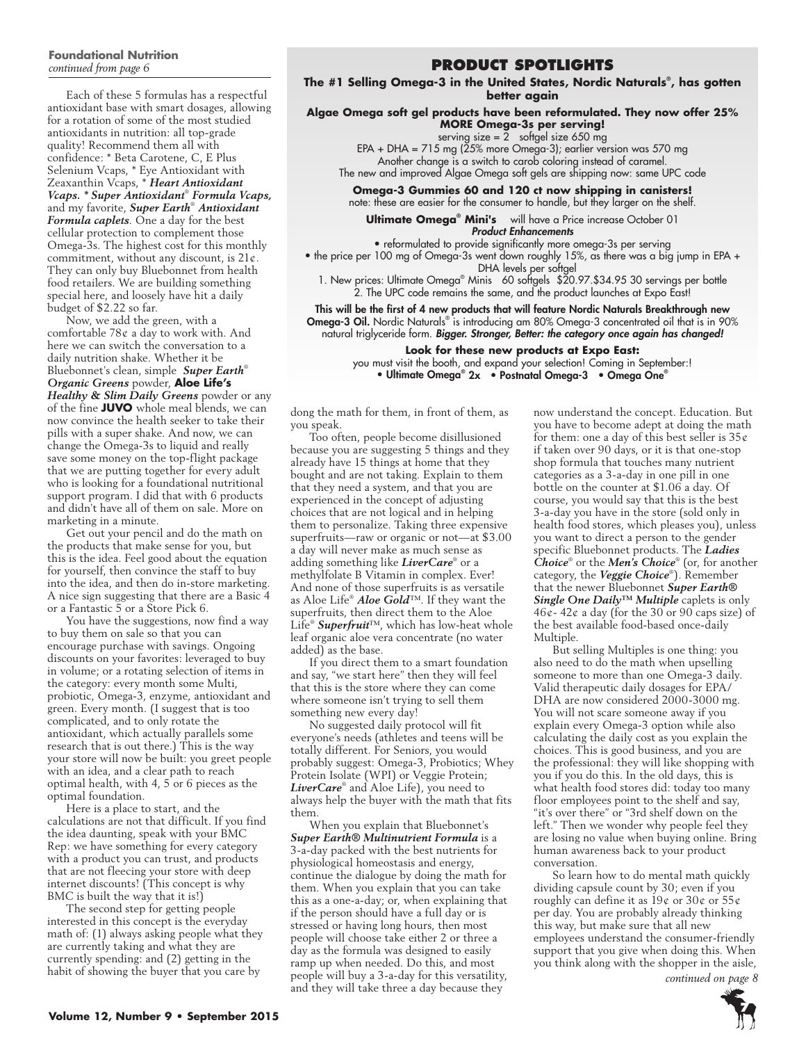**Foundational Nutrition**
*continued from page 6*

Each of these 5 formulas has a respectful antioxidant base with smart dosages, allowing for a rotation of some of the most studied antioxidants in nutrition: all top-grade quality! Recommend them all with confidence: * Beta Carotene, C, E Plus Selenium Vcaps, * Eye Antioxidant with Zeaxanthin Vcaps, * ***Heart Antioxidant Vcaps. * Super Antioxidant® Formula Vcaps,*** and my favorite, ***Super Earth® Antioxidant Formula caplets***. One a day for the best cellular protection to complement those Omega-3s. The highest cost for this monthly commitment, without any discount, is 21¢. They can only buy Bluebonnet from health food retailers. We are building something special here, and loosely have hit a daily budget of $2.22 so far.

Now, we add the green, with a comfortable 78¢ a day to work with. And here we can switch the conversation to a daily nutrition shake. Whether it be Bluebonnet's clean, simple ***Super Earth® Organic Greens*** powder, **Aloe Life's** ***Healthy & Slim Daily Greens*** powder or any of the fine **JUVO** whole meal blends, we can now convince the health seeker to take their pills with a super shake. And now, we can change the Omega-3s to liquid and really save some money on the top-flight package that we are putting together for every adult who is looking for a foundational nutritional support program. I did that with 6 products and didn't have all of them on sale. More on marketing in a minute.

Get out your pencil and do the math on the products that make sense for you, but this is the idea. Feel good about the equation for yourself, then convince the staff to buy into the idea, and then do in-store marketing. A nice sign suggesting that there are a Basic 4 or a Fantastic 5 or a Store Pick 6.

You have the suggestions, now find a way to buy them on sale so that you can encourage purchase with savings. Ongoing discounts on your favorites: leveraged to buy in volume; or a rotating selection of items in the category: every month some Multi, probiotic, Omega-3, enzyme, antioxidant and green. Every month. (I suggest that is too complicated, and to only rotate the antioxidant, which actually parallels some research that is out there.) This is the way your store will now be built: you greet people with an idea, and a clear path to reach optimal health, with 4, 5 or 6 pieces as the optimal foundation.

Here is a place to start, and the calculations are not that difficult. If you find the idea daunting, speak with your BMC Rep: we have something for every category with a product you can trust, and products that are not fleecing your store with deep internet discounts! (This concept is why BMC is built the way that it is!)

The second step for getting people interested in this concept is the everyday math of: (1) always asking people what they are currently taking and what they are currently spending: and (2) getting in the habit of showing the buyer that you care by dong the math for them, in front of them, as you speak.

Too often, people become disillusioned because you are suggesting 5 things and they already have 15 things at home that they bought and are not taking. Explain to them that they need a system, and that you are experienced in the concept of adjusting choices that are not logical and in helping them to personalize. Taking three expensive superfruits—raw or organic or not—at $3.00 a day will never make as much sense as adding something like ***LiverCare®*** or a methylfolate B Vitamin in complex. Ever! And none of those superfruits is as versatile as Aloe Life® ***Aloe Gold™***. If they want the superfruits, then direct them to the Aloe Life® ***Superfruit™***, which has low-heat whole leaf organic aloe vera concentrate (no water added) as the base.

If you direct them to a smart foundation and say, "we start here" then they will feel that this is the store where they can come where someone isn't trying to sell them something new every day!

No suggested daily protocol will fit everyone's needs (athletes and teens will be totally different. For Seniors, you would probably suggest: Omega-3, Probiotics; Whey Protein Isolate (WPI) or Veggie Protein; ***LiverCare®*** and Aloe Life), you need to always help the buyer with the math that fits them.

When you explain that Bluebonnet's ***Super Earth® Multinutrient Formula*** is a 3-a-day packed with the best nutrients for physiological homeostasis and energy, continue the dialogue by doing the math for them. When you explain that you can take this as a one-a-day; or, when explaining that if the person should have a full day or is stressed or having long hours, then most people will choose take either 2 or three a day as the formula was designed to easily ramp up when needed. Do this, and most people will buy a 3-a-day for this versatility, and they will take three a day because they now understand the concept. Education. But you have to become adept at doing the math for them: one a day of this best seller is 35¢ if taken over 90 days, or it is that one-stop shop formula that touches many nutrient categories as a 3-a-day in one pill in one bottle on the counter at $1.06 a day. Of course, you would say that this is the best 3-a-day you have in the store (sold only in health food stores, which pleases you), unless you want to direct a person to the gender specific Bluebonnet products. The ***Ladies Choice®*** or the ***Men's Choice®*** (or, for another category, the ***Veggie Choice®***). Remember that the newer Bluebonnet ***Super Earth® Single One Daily™ Multiple*** caplets is only 46¢- 42¢ a day (for the 30 or 90 caps size) of the best available food-based once-daily Multiple.

But selling Multiples is one thing: you also need to do the math when upselling someone to more than one Omega-3 daily. Valid therapeutic daily dosages for EPA/DHA are now considered 2000-3000 mg. You will not scare someone away if you explain every Omega-3 option while also calculating the daily cost as you explain the choices. This is good business, and you are the professional: they will like shopping with you if you do this. In the old days, this is what health food stores did: today too many floor employees point to the shelf and say, "it's over there" or "3rd shelf down on the left." Then we wonder why people feel they are losing no value when buying online. Bring human awareness back to your product conversation.

So learn how to do mental math quickly dividing capsule count by 30; even if you roughly can define it as 19¢ or 30¢ or 55¢ per day. You are probably already thinking this way, but make sure that all new employees understand the consumer-friendly support that you give when doing this. When you think along with the shopper in the aisle,

*continued on page 8*

## PRODUCT SPOTLIGHTS

**The #1 Selling Omega-3 in the United States, Nordic Naturals®, has gotten better again**

**Algae Omega soft gel products have been reformulated. They now offer 25% MORE Omega-3s per serving!**

serving size = 2 softgel size 650 mg
EPA + DHA = 715 mg (25% more Omega-3); earlier version was 570 mg
Another change is a switch to carob coloring instead of caramel.
The new and improved Algae Omega soft gels are shipping now: same UPC code

**Omega-3 Gummies 60 and 120 ct now shipping in canisters!**
note: these are easier for the consumer to handle, but they larger on the shelf.

**Ultimate Omega® Mini's** will have a Price increase October 01
***Product Enhancements***

- reformulated to provide significantly more omega-3s per serving
- the price per 100 mg of Omega-3s went down roughly 15%, as there was a big jump in EPA + DHA levels per softgel

1. New prices: Ultimate Omega® Minis 60 softgels $20.97.$34.95 30 servings per bottle
2. The UPC code remains the same, and the product launches at Expo East!

This will be the first of 4 new products that will feature Nordic Naturals Breakthrough new **Omega-3 Oil.** Nordic Naturals® is introducing am 80% Omega-3 concentrated oil that is in 90% natural triglyceride form. ***Bigger. Stronger, Better: the category once again has changed!***

**Look for these new products at Expo East:**
you must visit the booth, and expand your selection! Coming in September!:
- Ultimate Omega® 2x
- Postnatal Omega-3
- Omega One®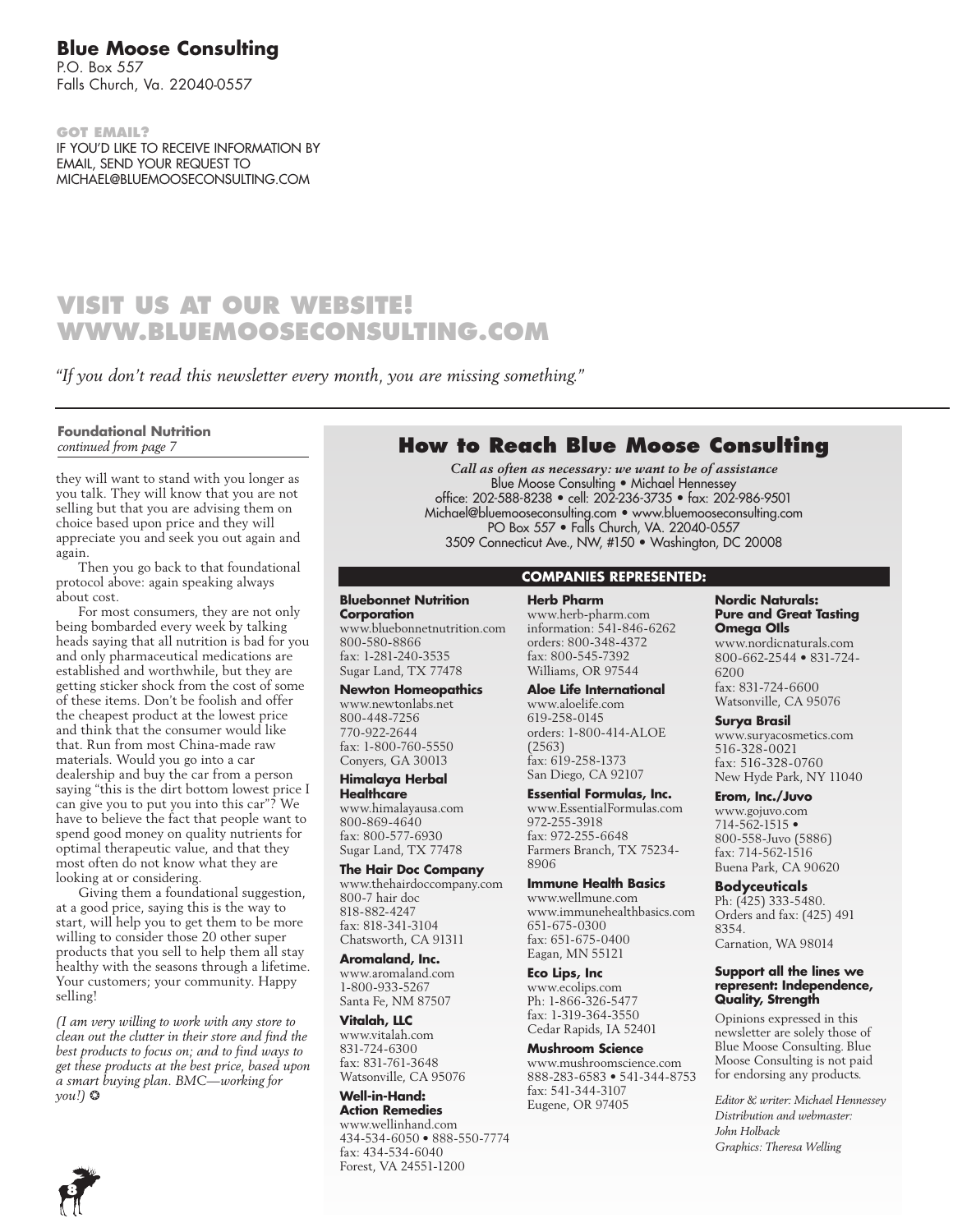## Blue Moose Consulting

P.O. Box 557
Falls Church, Va. 22040-0557

**GOT EMAIL?**
IF YOU'D LIKE TO RECEIVE INFORMATION BY EMAIL, SEND YOUR REQUEST TO MICHAEL@BLUEMOOSECONSULTING.COM

## VISIT US AT OUR WEBSITE! WWW.BLUEMOOSECONSULTING.COM

*"If you don't read this newsletter every month, you are missing something."*

**Foundational Nutrition**
*continued from page 7*

they will want to stand with you longer as you talk. They will know that you are not selling but that you are advising them on choice based upon price and they will appreciate you and seek you out again and again.

Then you go back to that foundational protocol above: again speaking always about cost.

For most consumers, they are not only being bombarded every week by talking heads saying that all nutrition is bad for you and only pharmaceutical medications are established and worthwhile, but they are getting sticker shock from the cost of some of these items. Don't be foolish and offer the cheapest product at the lowest price and think that the consumer would like that. Run from most China-made raw materials. Would you go into a car dealership and buy the car from a person saying "this is the dirt bottom lowest price I can give you to put you into this car"? We have to believe the fact that people want to spend good money on quality nutrients for optimal therapeutic value, and that they most often do not know what they are looking at or considering.

Giving them a foundational suggestion, at a good price, saying this is the way to start, will help you to get them to be more willing to consider those 20 other super products that you sell to help them all stay healthy with the seasons through a lifetime. Your customers; your community. Happy selling!

*(I am very willing to work with any store to clean out the clutter in their store and find the best products to focus on; and to find ways to get these products at the best price, based upon a smart buying plan. BMC—working for you!)* ✪

## How to Reach Blue Moose Consulting

***Call as often as necessary: we want to be of assistance***
Blue Moose Consulting • Michael Hennessey
office: 202-588-8238 • cell: 202-236-3735 • fax: 202-986-9501
Michael@bluemooseconsulting.com • www.bluemooseconsulting.com
PO Box 557 • Falls Church, VA. 22040-0557
3509 Connecticut Ave., NW, #150 • Washington, DC 20008

### COMPANIES REPRESENTED:

**Bluebonnet Nutrition Corporation**
www.bluebonnetnutrition.com
800-580-8866
fax: 1-281-240-3535
Sugar Land, TX 77478

**Newton Homeopathics**
www.newtonlabs.net
800-448-7256
770-922-2644
fax: 1-800-760-5550
Conyers, GA 30013

**Himalaya Herbal Healthcare**
www.himalayausa.com
800-869-4640
fax: 800-577-6930
Sugar Land, TX 77478

**The Hair Doc Company**
www.thehairdoccompany.com
800-7 hair doc
818-882-4247
fax: 818-341-3104
Chatsworth, CA 91311

**Aromaland, Inc.**
www.aromaland.com
1-800-933-5267
Santa Fe, NM 87507

**Vitalah, LLC**
www.vitalah.com
831-724-6300
fax: 831-761-3648
Watsonville, CA 95076

**Well-in-Hand: Action Remedies**
www.wellinhand.com
434-534-6050 • 888-550-7774
fax: 434-534-6040
Forest, VA 24551-1200

**Herb Pharm**
www.herb-pharm.com
information: 541-846-6262
orders: 800-348-4372
fax: 800-545-7392
Williams, OR 97544

**Aloe Life International**
www.aloelife.com
619-258-0145
orders: 1-800-414-ALOE (2563)
fax: 619-258-1373
San Diego, CA 92107

**Essential Formulas, Inc.**
www.EssentialFormulas.com
972-255-3918
fax: 972-255-6648
Farmers Branch, TX 75234-8906

**Immune Health Basics**
www.wellmune.com
www.immunehealthbasics.com
651-675-0300
fax: 651-675-0400
Eagan, MN 55121

**Eco Lips, Inc**
www.ecolips.com
Ph: 1-866-326-5477
fax: 1-319-364-3550
Cedar Rapids, IA 52401

**Mushroom Science**
www.mushroomscience.com
888-283-6583 • 541-344-8753
fax: 541-344-3107
Eugene, OR 97405

**Nordic Naturals: Pure and Great Tasting Omega OIls**
www.nordicnaturals.com
800-662-2544 • 831-724-6200
fax: 831-724-6600
Watsonville, CA 95076

**Surya Brasil**
www.suryacosmetics.com
516-328-0021
fax: 516-328-0760
New Hyde Park, NY 11040

**Erom, Inc./Juvo**
www.gojuvo.com
714-562-1515 •
800-558-Juvo (5886)
fax: 714-562-1516
Buena Park, CA 90620

**Bodyceuticals**
Ph: (425) 333-5480.
Orders and fax: (425) 491 8354.
Carnation, WA 98014

**Support all the lines we represent: Independence, Quality, Strength**

Opinions expressed in this newsletter are solely those of Blue Moose Consulting. Blue Moose Consulting is not paid for endorsing any products.

*Editor & writer: Michael Hennessey*
*Distribution and webmaster: John Holback*
*Graphics: Theresa Welling*